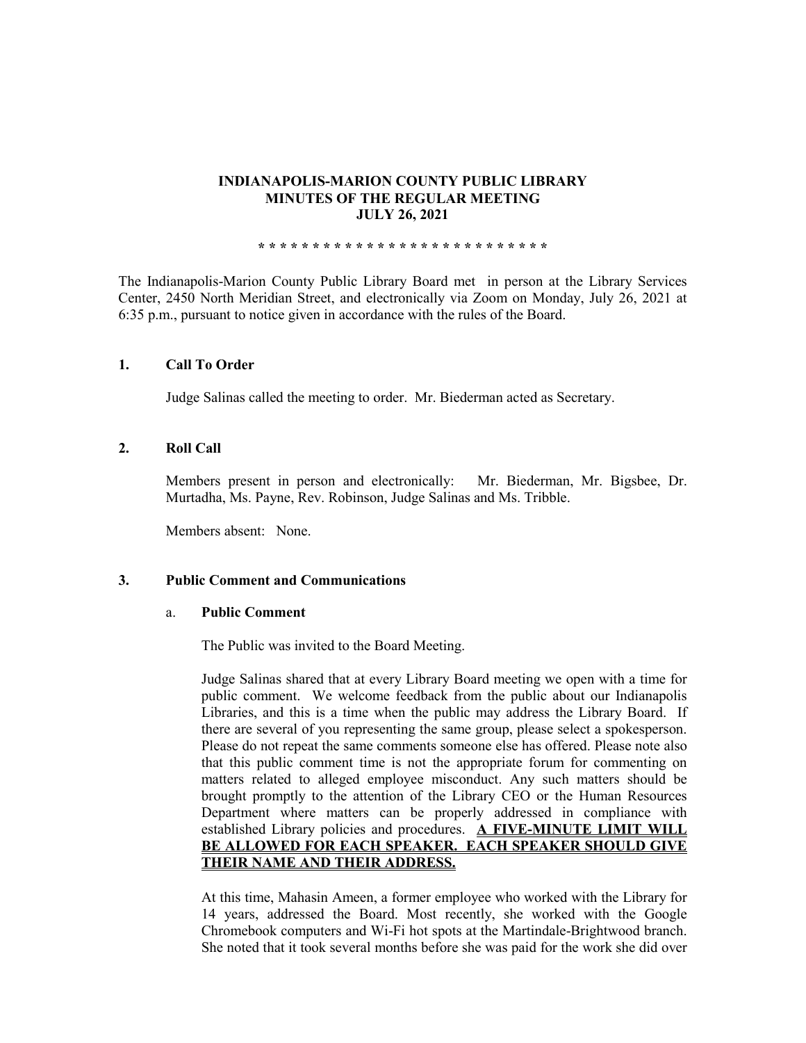# INDIANAPOLIS-MARION COUNTY PUBLIC LIBRARY
## MINUTES OF THE REGULAR MEETING
## JULY 26, 2021

**\* \* \* \* \* \* \* \* \* \* \* \* \* \* \* \* \* \* \* \* \* \* \* \* \* \* \* \***

The Indianapolis-Marion County Public Library Board met in person at the Library Services Center, 2450 North Meridian Street, and electronically via Zoom on Monday, July 26, 2021 at 6:35 p.m., pursuant to notice given in accordance with the rules of the Board.

### 1. Call To Order

Judge Salinas called the meeting to order. Mr. Biederman acted as Secretary.

### 2. Roll Call

Members present in person and electronically: Mr. Biederman, Mr. Bigsbee, Dr. Murtadha, Ms. Payne, Rev. Robinson, Judge Salinas and Ms. Tribble.

Members absent: None.

### 3. Public Comment and Communications

#### a. Public Comment

The Public was invited to the Board Meeting.

Judge Salinas shared that at every Library Board meeting we open with a time for public comment. We welcome feedback from the public about our Indianapolis Libraries, and this is a time when the public may address the Library Board. If there are several of you representing the same group, please select a spokesperson. Please do not repeat the same comments someone else has offered. Please note also that this public comment time is not the appropriate forum for commenting on matters related to alleged employee misconduct. Any such matters should be brought promptly to the attention of the Library CEO or the Human Resources Department where matters can be properly addressed in compliance with established Library policies and procedures. **A FIVE-MINUTE LIMIT WILL BE ALLOWED FOR EACH SPEAKER. EACH SPEAKER SHOULD GIVE THEIR NAME AND THEIR ADDRESS.**

At this time, Mahasin Ameen, a former employee who worked with the Library for 14 years, addressed the Board. Most recently, she worked with the Google Chromebook computers and Wi-Fi hot spots at the Martindale-Brightwood branch. She noted that it took several months before she was paid for the work she did over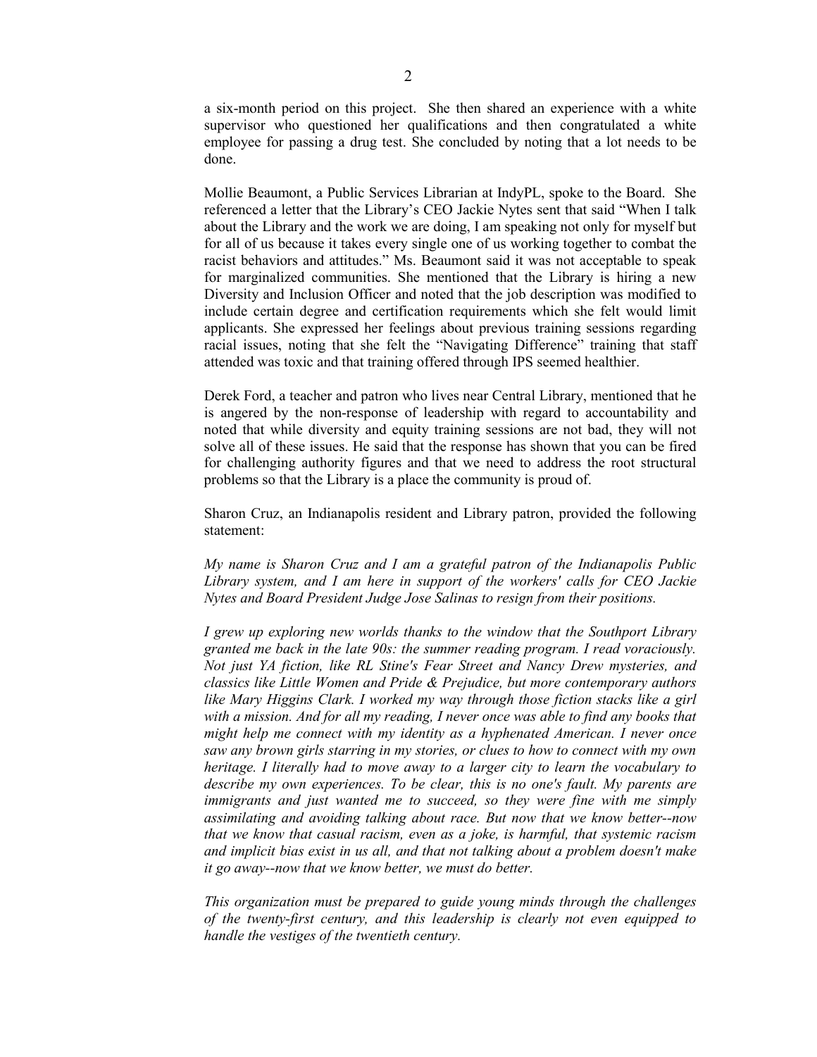a six-month period on this project. She then shared an experience with a white supervisor who questioned her qualifications and then congratulated a white employee for passing a drug test. She concluded by noting that a lot needs to be done.

Mollie Beaumont, a Public Services Librarian at IndyPL, spoke to the Board. She referenced a letter that the Library's CEO Jackie Nytes sent that said "When I talk about the Library and the work we are doing, I am speaking not only for myself but for all of us because it takes every single one of us working together to combat the racist behaviors and attitudes." Ms. Beaumont said it was not acceptable to speak for marginalized communities. She mentioned that the Library is hiring a new Diversity and Inclusion Officer and noted that the job description was modified to include certain degree and certification requirements which she felt would limit applicants. She expressed her feelings about previous training sessions regarding racial issues, noting that she felt the "Navigating Difference" training that staff attended was toxic and that training offered through IPS seemed healthier.

Derek Ford, a teacher and patron who lives near Central Library, mentioned that he is angered by the non-response of leadership with regard to accountability and noted that while diversity and equity training sessions are not bad, they will not solve all of these issues. He said that the response has shown that you can be fired for challenging authority figures and that we need to address the root structural problems so that the Library is a place the community is proud of.

Sharon Cruz, an Indianapolis resident and Library patron, provided the following statement:

*My name is Sharon Cruz and I am a grateful patron of the Indianapolis Public Library system, and I am here in support of the workers' calls for CEO Jackie Nytes and Board President Judge Jose Salinas to resign from their positions.*

*I grew up exploring new worlds thanks to the window that the Southport Library granted me back in the late 90s: the summer reading program. I read voraciously. Not just YA fiction, like RL Stine's Fear Street and Nancy Drew mysteries, and classics like Little Women and Pride & Prejudice, but more contemporary authors like Mary Higgins Clark. I worked my way through those fiction stacks like a girl with a mission. And for all my reading, I never once was able to find any books that might help me connect with my identity as a hyphenated American. I never once saw any brown girls starring in my stories, or clues to how to connect with my own heritage. I literally had to move away to a larger city to learn the vocabulary to describe my own experiences. To be clear, this is no one's fault. My parents are immigrants and just wanted me to succeed, so they were fine with me simply assimilating and avoiding talking about race. But now that we know better--now that we know that casual racism, even as a joke, is harmful, that systemic racism and implicit bias exist in us all, and that not talking about a problem doesn't make it go away--now that we know better, we must do better.*

*This organization must be prepared to guide young minds through the challenges of the twenty-first century, and this leadership is clearly not even equipped to handle the vestiges of the twentieth century.*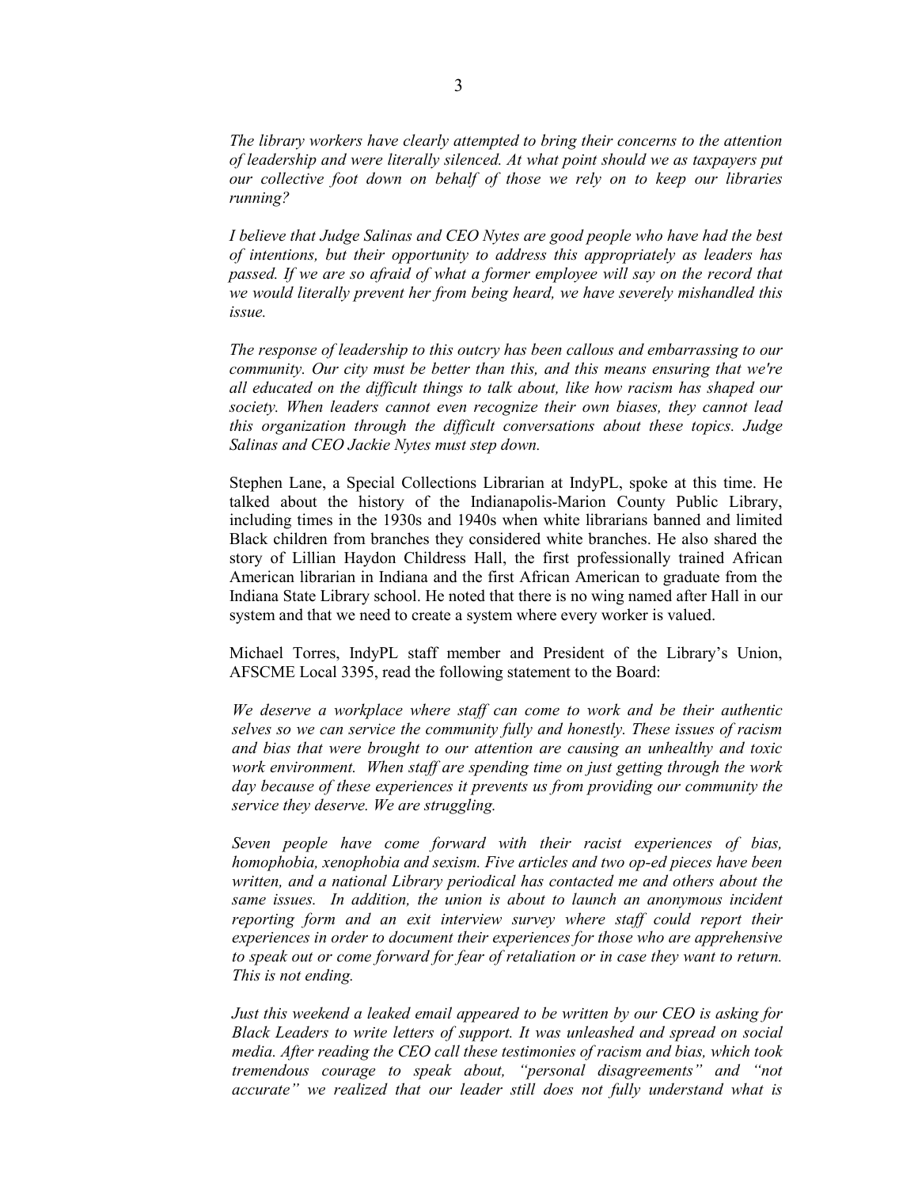*The library workers have clearly attempted to bring their concerns to the attention of leadership and were literally silenced. At what point should we as taxpayers put our collective foot down on behalf of those we rely on to keep our libraries running?*

*I believe that Judge Salinas and CEO Nytes are good people who have had the best of intentions, but their opportunity to address this appropriately as leaders has passed. If we are so afraid of what a former employee will say on the record that we would literally prevent her from being heard, we have severely mishandled this issue.*

*The response of leadership to this outcry has been callous and embarrassing to our community. Our city must be better than this, and this means ensuring that we're all educated on the difficult things to talk about, like how racism has shaped our society. When leaders cannot even recognize their own biases, they cannot lead this organization through the difficult conversations about these topics. Judge Salinas and CEO Jackie Nytes must step down.*

Stephen Lane, a Special Collections Librarian at IndyPL, spoke at this time. He talked about the history of the Indianapolis-Marion County Public Library, including times in the 1930s and 1940s when white librarians banned and limited Black children from branches they considered white branches. He also shared the story of Lillian Haydon Childress Hall, the first professionally trained African American librarian in Indiana and the first African American to graduate from the Indiana State Library school. He noted that there is no wing named after Hall in our system and that we need to create a system where every worker is valued.

Michael Torres, IndyPL staff member and President of the Library's Union, AFSCME Local 3395, read the following statement to the Board:

*We deserve a workplace where staff can come to work and be their authentic selves so we can service the community fully and honestly. These issues of racism and bias that were brought to our attention are causing an unhealthy and toxic work environment. When staff are spending time on just getting through the work day because of these experiences it prevents us from providing our community the service they deserve. We are struggling.*

*Seven people have come forward with their racist experiences of bias, homophobia, xenophobia and sexism. Five articles and two op-ed pieces have been written, and a national Library periodical has contacted me and others about the same issues. In addition, the union is about to launch an anonymous incident reporting form and an exit interview survey where staff could report their experiences in order to document their experiences for those who are apprehensive to speak out or come forward for fear of retaliation or in case they want to return. This is not ending.*

*Just this weekend a leaked email appeared to be written by our CEO is asking for Black Leaders to write letters of support. It was unleashed and spread on social media. After reading the CEO call these testimonies of racism and bias, which took tremendous courage to speak about, "personal disagreements" and "not accurate" we realized that our leader still does not fully understand what is*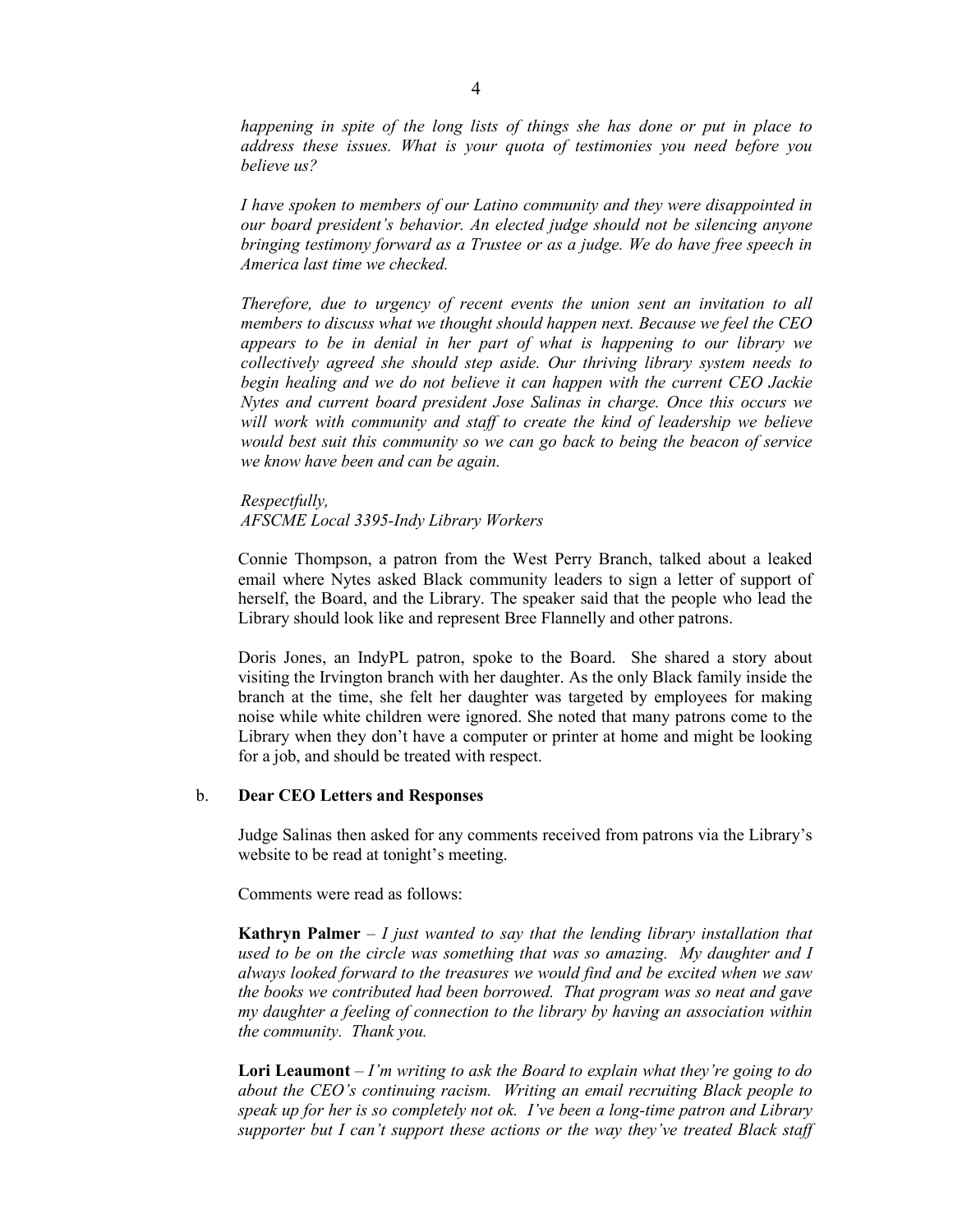*happening in spite of the long lists of things she has done or put in place to address these issues. What is your quota of testimonies you need before you believe us?*

*I have spoken to members of our Latino community and they were disappointed in our board president's behavior. An elected judge should not be silencing anyone bringing testimony forward as a Trustee or as a judge. We do have free speech in America last time we checked.*

*Therefore, due to urgency of recent events the union sent an invitation to all members to discuss what we thought should happen next. Because we feel the CEO appears to be in denial in her part of what is happening to our library we collectively agreed she should step aside. Our thriving library system needs to begin healing and we do not believe it can happen with the current CEO Jackie Nytes and current board president Jose Salinas in charge. Once this occurs we will work with community and staff to create the kind of leadership we believe would best suit this community so we can go back to being the beacon of service we know have been and can be again.*

*Respectfully,*
*AFSCME Local 3395-Indy Library Workers*

Connie Thompson, a patron from the West Perry Branch, talked about a leaked email where Nytes asked Black community leaders to sign a letter of support of herself, the Board, and the Library. The speaker said that the people who lead the Library should look like and represent Bree Flannelly and other patrons.

Doris Jones, an IndyPL patron, spoke to the Board. She shared a story about visiting the Irvington branch with her daughter. As the only Black family inside the branch at the time, she felt her daughter was targeted by employees for making noise while white children were ignored. She noted that many patrons come to the Library when they don't have a computer or printer at home and might be looking for a job, and should be treated with respect.

b. **Dear CEO Letters and Responses**

Judge Salinas then asked for any comments received from patrons via the Library's website to be read at tonight's meeting.

Comments were read as follows:

**Kathryn Palmer** – *I just wanted to say that the lending library installation that used to be on the circle was something that was so amazing. My daughter and I always looked forward to the treasures we would find and be excited when we saw the books we contributed had been borrowed. That program was so neat and gave my daughter a feeling of connection to the library by having an association within the community. Thank you.*

**Lori Leaumont** – *I'm writing to ask the Board to explain what they're going to do about the CEO's continuing racism. Writing an email recruiting Black people to speak up for her is so completely not ok. I've been a long-time patron and Library supporter but I can't support these actions or the way they've treated Black staff*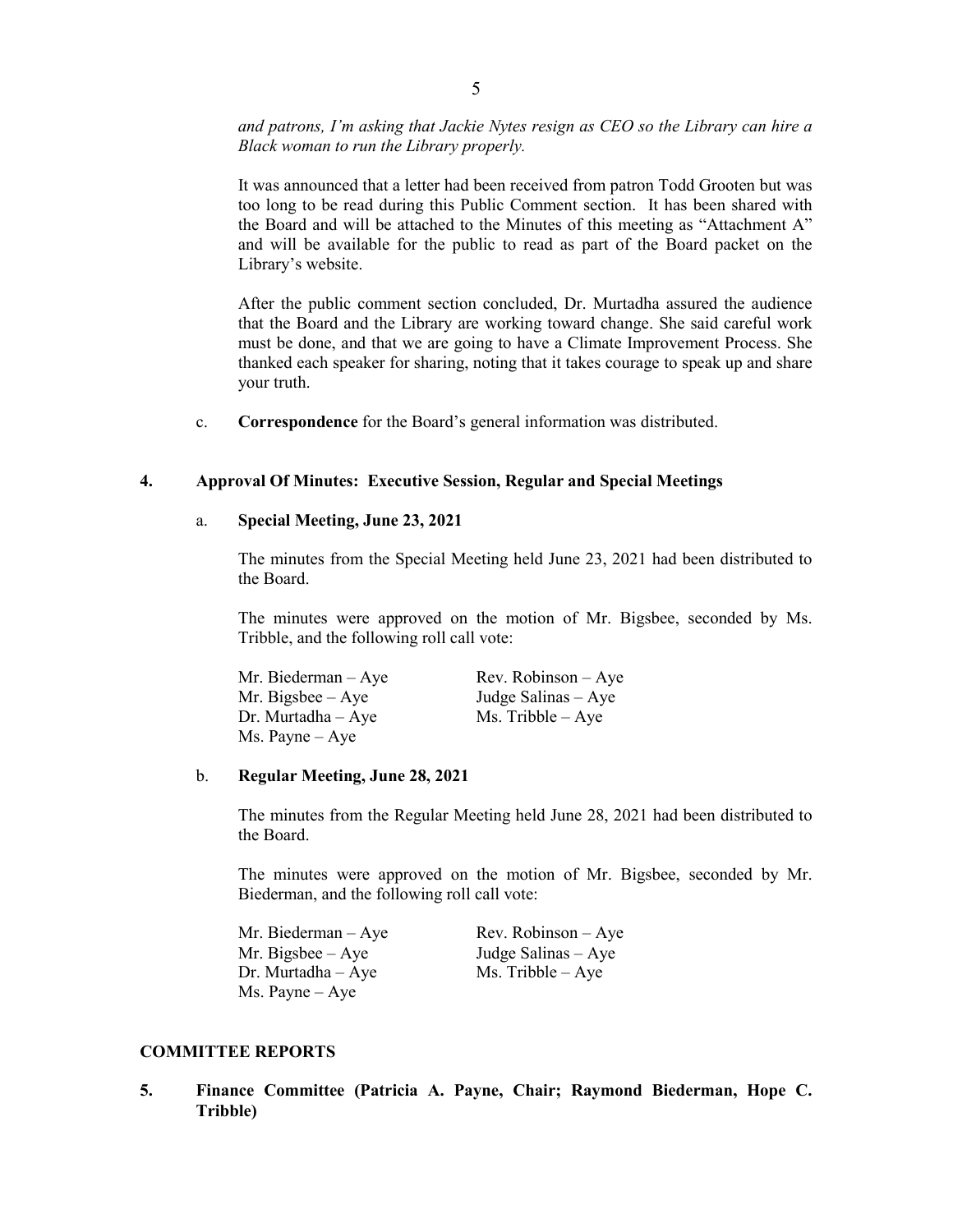*and patrons, I'm asking that Jackie Nytes resign as CEO so the Library can hire a Black woman to run the Library properly.*

It was announced that a letter had been received from patron Todd Grooten but was too long to be read during this Public Comment section. It has been shared with the Board and will be attached to the Minutes of this meeting as "Attachment A" and will be available for the public to read as part of the Board packet on the Library's website.

After the public comment section concluded, Dr. Murtadha assured the audience that the Board and the Library are working toward change. She said careful work must be done, and that we are going to have a Climate Improvement Process. She thanked each speaker for sharing, noting that it takes courage to speak up and share your truth.

c. **Correspondence** for the Board's general information was distributed.

**4. Approval Of Minutes: Executive Session, Regular and Special Meetings**

a. **Special Meeting, June 23, 2021**

The minutes from the Special Meeting held June 23, 2021 had been distributed to the Board.

The minutes were approved on the motion of Mr. Bigsbee, seconded by Ms. Tribble, and the following roll call vote:

Mr. Biederman – Aye
Mr. Bigsbee – Aye
Dr. Murtadha – Aye
Ms. Payne – Aye
Rev. Robinson – Aye
Judge Salinas – Aye
Ms. Tribble – Aye

b. **Regular Meeting, June 28, 2021**

The minutes from the Regular Meeting held June 28, 2021 had been distributed to the Board.

The minutes were approved on the motion of Mr. Bigsbee, seconded by Mr. Biederman, and the following roll call vote:

Mr. Biederman – Aye
Mr. Bigsbee – Aye
Dr. Murtadha – Aye
Ms. Payne – Aye
Rev. Robinson – Aye
Judge Salinas – Aye
Ms. Tribble – Aye

**COMMITTEE REPORTS**

**5. Finance Committee (Patricia A. Payne, Chair; Raymond Biederman, Hope C. Tribble)**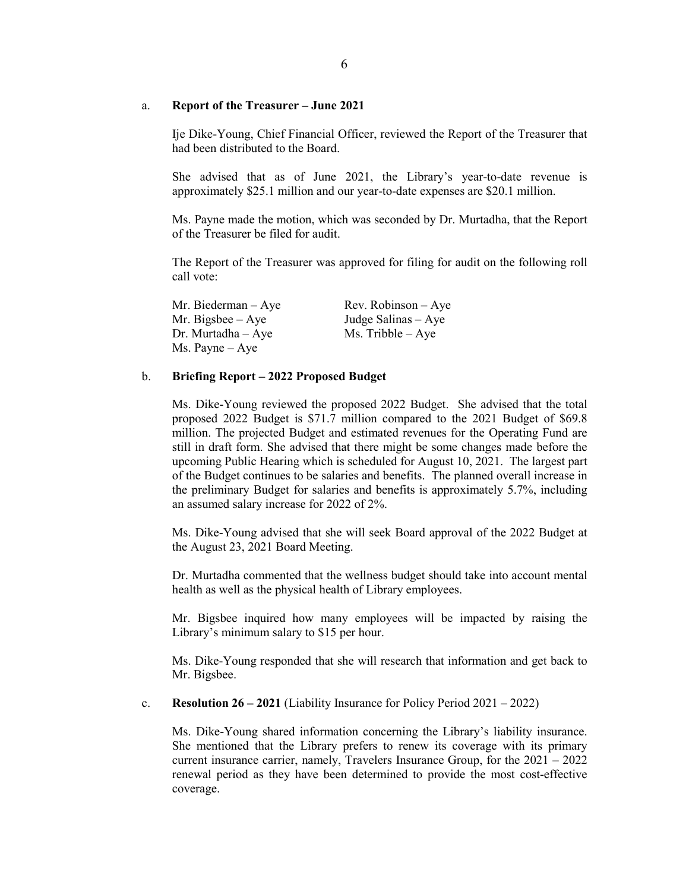a. **Report of the Treasurer – June 2021**

Ije Dike-Young, Chief Financial Officer, reviewed the Report of the Treasurer that had been distributed to the Board.

She advised that as of June 2021, the Library's year-to-date revenue is approximately $25.1 million and our year-to-date expenses are $20.1 million.

Ms. Payne made the motion, which was seconded by Dr. Murtadha, that the Report of the Treasurer be filed for audit.

The Report of the Treasurer was approved for filing for audit on the following roll call vote:

Mr. Biederman – Aye
Mr. Bigsbee – Aye
Dr. Murtadha – Aye
Ms. Payne – Aye
Rev. Robinson – Aye
Judge Salinas – Aye
Ms. Tribble – Aye

b. **Briefing Report – 2022 Proposed Budget**

Ms. Dike-Young reviewed the proposed 2022 Budget. She advised that the total proposed 2022 Budget is $71.7 million compared to the 2021 Budget of $69.8 million. The projected Budget and estimated revenues for the Operating Fund are still in draft form. She advised that there might be some changes made before the upcoming Public Hearing which is scheduled for August 10, 2021. The largest part of the Budget continues to be salaries and benefits. The planned overall increase in the preliminary Budget for salaries and benefits is approximately 5.7%, including an assumed salary increase for 2022 of 2%.

Ms. Dike-Young advised that she will seek Board approval of the 2022 Budget at the August 23, 2021 Board Meeting.

Dr. Murtadha commented that the wellness budget should take into account mental health as well as the physical health of Library employees.

Mr. Bigsbee inquired how many employees will be impacted by raising the Library's minimum salary to $15 per hour.

Ms. Dike-Young responded that she will research that information and get back to Mr. Bigsbee.

c. **Resolution 26 – 2021** (Liability Insurance for Policy Period 2021 – 2022)

Ms. Dike-Young shared information concerning the Library's liability insurance. She mentioned that the Library prefers to renew its coverage with its primary current insurance carrier, namely, Travelers Insurance Group, for the 2021 – 2022 renewal period as they have been determined to provide the most cost-effective coverage.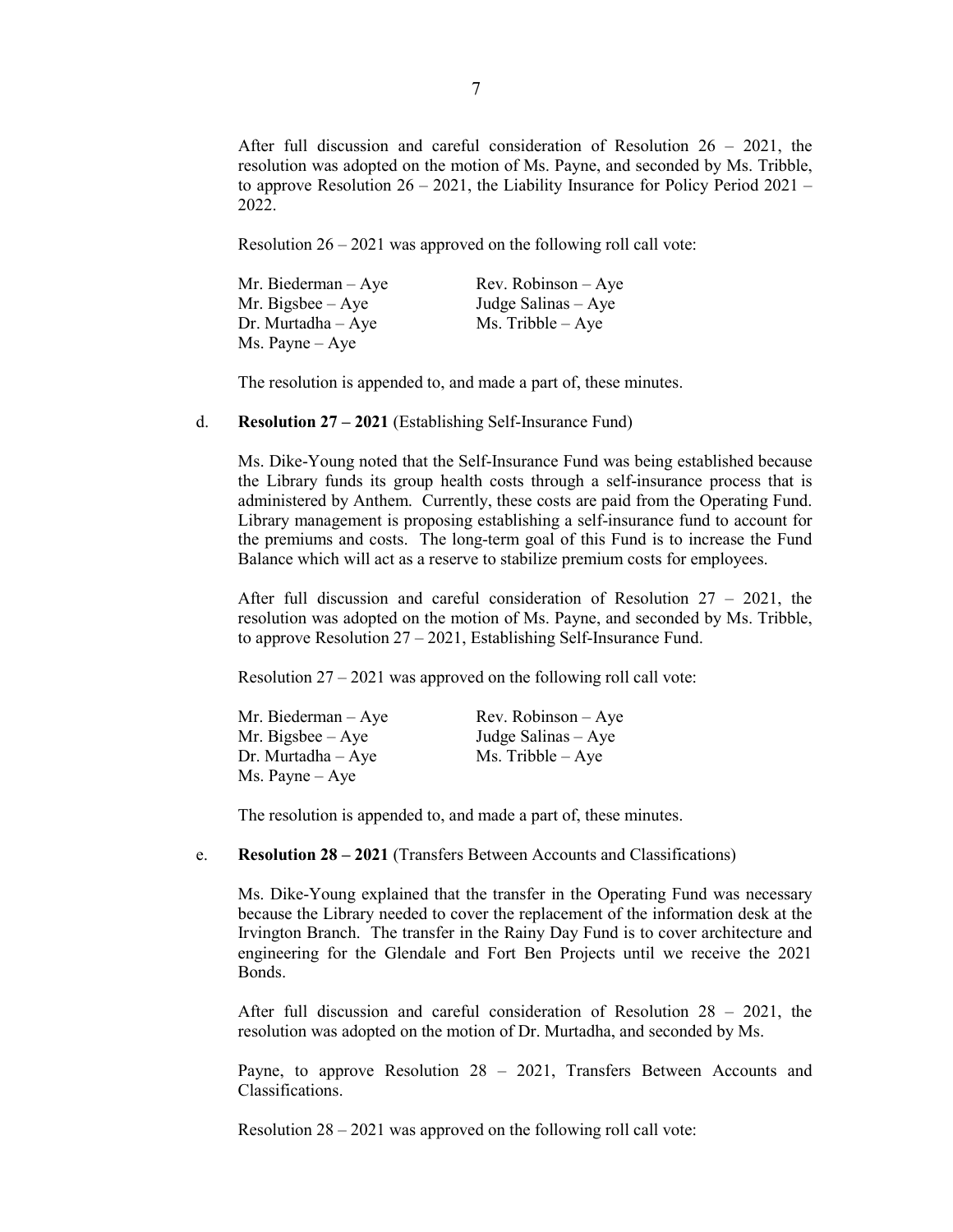After full discussion and careful consideration of Resolution 26 – 2021, the resolution was adopted on the motion of Ms. Payne, and seconded by Ms. Tribble, to approve Resolution 26 – 2021, the Liability Insurance for Policy Period 2021 – 2022.

Resolution 26 – 2021 was approved on the following roll call vote:

Mr. Biederman – Aye
Mr. Bigsbee – Aye
Dr. Murtadha – Aye
Ms. Payne – Aye
Rev. Robinson – Aye
Judge Salinas – Aye
Ms. Tribble – Aye

The resolution is appended to, and made a part of, these minutes.

d. **Resolution 27 – 2021** (Establishing Self-Insurance Fund)

Ms. Dike-Young noted that the Self-Insurance Fund was being established because the Library funds its group health costs through a self-insurance process that is administered by Anthem. Currently, these costs are paid from the Operating Fund. Library management is proposing establishing a self-insurance fund to account for the premiums and costs. The long-term goal of this Fund is to increase the Fund Balance which will act as a reserve to stabilize premium costs for employees.

After full discussion and careful consideration of Resolution 27 – 2021, the resolution was adopted on the motion of Ms. Payne, and seconded by Ms. Tribble, to approve Resolution 27 – 2021, Establishing Self-Insurance Fund.

Resolution 27 – 2021 was approved on the following roll call vote:

Mr. Biederman – Aye
Mr. Bigsbee – Aye
Dr. Murtadha – Aye
Ms. Payne – Aye
Rev. Robinson – Aye
Judge Salinas – Aye
Ms. Tribble – Aye

The resolution is appended to, and made a part of, these minutes.

e. **Resolution 28 – 2021** (Transfers Between Accounts and Classifications)

Ms. Dike-Young explained that the transfer in the Operating Fund was necessary because the Library needed to cover the replacement of the information desk at the Irvington Branch. The transfer in the Rainy Day Fund is to cover architecture and engineering for the Glendale and Fort Ben Projects until we receive the 2021 Bonds.

After full discussion and careful consideration of Resolution 28 – 2021, the resolution was adopted on the motion of Dr. Murtadha, and seconded by Ms.

Payne, to approve Resolution 28 – 2021, Transfers Between Accounts and Classifications.

Resolution 28 – 2021 was approved on the following roll call vote: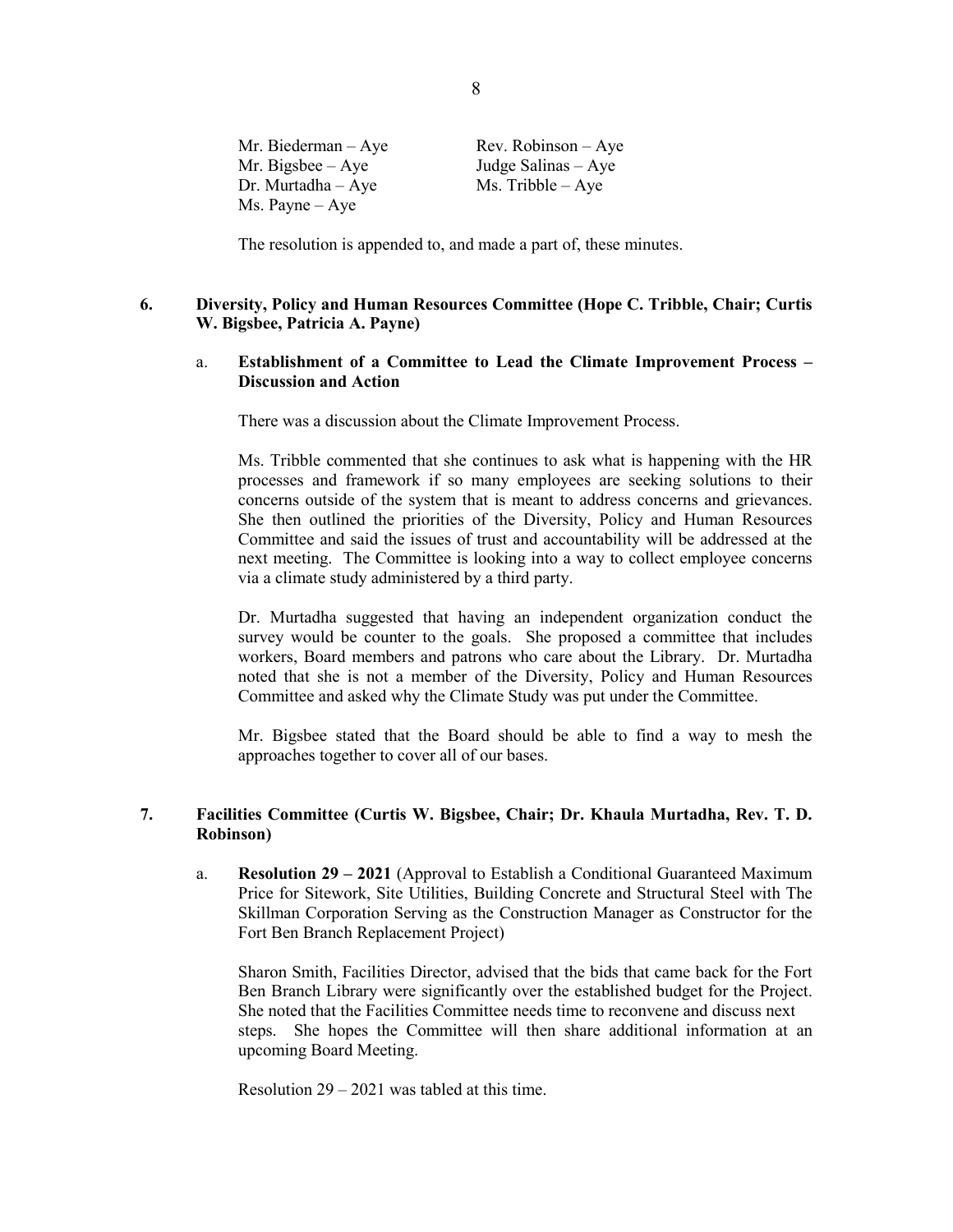Mr. Biederman – Aye
Mr. Bigsbee – Aye
Dr. Murtadha – Aye
Ms. Payne – Aye
Rev. Robinson – Aye
Judge Salinas – Aye
Ms. Tribble – Aye

The resolution is appended to, and made a part of, these minutes.

**6. Diversity, Policy and Human Resources Committee (Hope C. Tribble, Chair; Curtis W. Bigsbee, Patricia A. Payne)**

a. **Establishment of a Committee to Lead the Climate Improvement Process – Discussion and Action**

There was a discussion about the Climate Improvement Process.

Ms. Tribble commented that she continues to ask what is happening with the HR processes and framework if so many employees are seeking solutions to their concerns outside of the system that is meant to address concerns and grievances. She then outlined the priorities of the Diversity, Policy and Human Resources Committee and said the issues of trust and accountability will be addressed at the next meeting. The Committee is looking into a way to collect employee concerns via a climate study administered by a third party.

Dr. Murtadha suggested that having an independent organization conduct the survey would be counter to the goals. She proposed a committee that includes workers, Board members and patrons who care about the Library. Dr. Murtadha noted that she is not a member of the Diversity, Policy and Human Resources Committee and asked why the Climate Study was put under the Committee.

Mr. Bigsbee stated that the Board should be able to find a way to mesh the approaches together to cover all of our bases.

**7. Facilities Committee (Curtis W. Bigsbee, Chair; Dr. Khaula Murtadha, Rev. T. D. Robinson)**

a. **Resolution 29 – 2021** (Approval to Establish a Conditional Guaranteed Maximum Price for Sitework, Site Utilities, Building Concrete and Structural Steel with The Skillman Corporation Serving as the Construction Manager as Constructor for the Fort Ben Branch Replacement Project)

Sharon Smith, Facilities Director, advised that the bids that came back for the Fort Ben Branch Library were significantly over the established budget for the Project. She noted that the Facilities Committee needs time to reconvene and discuss next steps. She hopes the Committee will then share additional information at an upcoming Board Meeting.

Resolution 29 – 2021 was tabled at this time.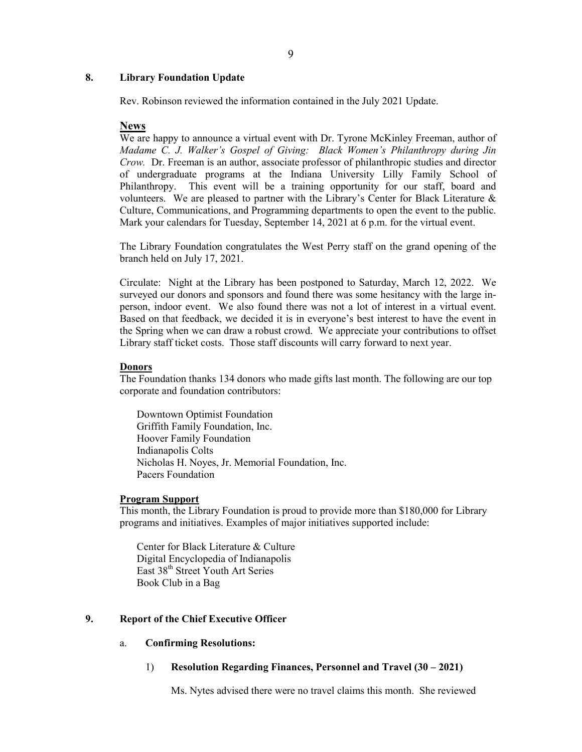## 8. Library Foundation Update

Rev. Robinson reviewed the information contained in the July 2021 Update.

**News**

We are happy to announce a virtual event with Dr. Tyrone McKinley Freeman, author of *Madame C. J. Walker's Gospel of Giving: Black Women's Philanthropy during Jin Crow.* Dr. Freeman is an author, associate professor of philanthropic studies and director of undergraduate programs at the Indiana University Lilly Family School of Philanthropy. This event will be a training opportunity for our staff, board and volunteers. We are pleased to partner with the Library's Center for Black Literature & Culture, Communications, and Programming departments to open the event to the public. Mark your calendars for Tuesday, September 14, 2021 at 6 p.m. for the virtual event.

The Library Foundation congratulates the West Perry staff on the grand opening of the branch held on July 17, 2021.

Circulate: Night at the Library has been postponed to Saturday, March 12, 2022. We surveyed our donors and sponsors and found there was some hesitancy with the large in-person, indoor event. We also found there was not a lot of interest in a virtual event. Based on that feedback, we decided it is in everyone's best interest to have the event in the Spring when we can draw a robust crowd. We appreciate your contributions to offset Library staff ticket costs. Those staff discounts will carry forward to next year.

**Donors**

The Foundation thanks 134 donors who made gifts last month. The following are our top corporate and foundation contributors:

Downtown Optimist Foundation
Griffith Family Foundation, Inc.
Hoover Family Foundation
Indianapolis Colts
Nicholas H. Noyes, Jr. Memorial Foundation, Inc.
Pacers Foundation

**Program Support**

This month, the Library Foundation is proud to provide more than $180,000 for Library programs and initiatives. Examples of major initiatives supported include:

Center for Black Literature & Culture
Digital Encyclopedia of Indianapolis
East 38th Street Youth Art Series
Book Club in a Bag

## 9. Report of the Chief Executive Officer

### a. Confirming Resolutions:

#### 1) Resolution Regarding Finances, Personnel and Travel (30 – 2021)

Ms. Nytes advised there were no travel claims this month. She reviewed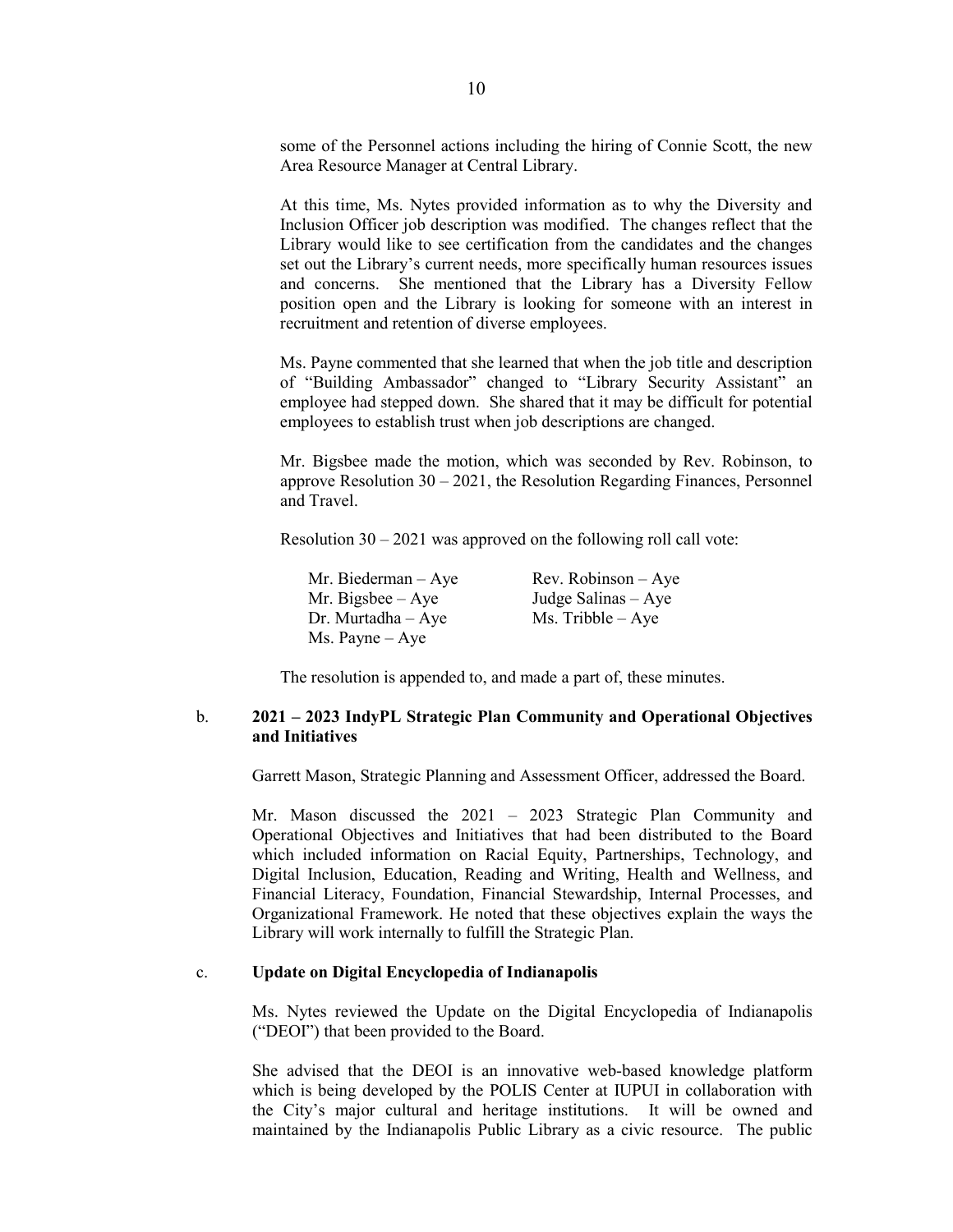some of the Personnel actions including the hiring of Connie Scott, the new Area Resource Manager at Central Library.

At this time, Ms. Nytes provided information as to why the Diversity and Inclusion Officer job description was modified. The changes reflect that the Library would like to see certification from the candidates and the changes set out the Library's current needs, more specifically human resources issues and concerns. She mentioned that the Library has a Diversity Fellow position open and the Library is looking for someone with an interest in recruitment and retention of diverse employees.

Ms. Payne commented that she learned that when the job title and description of "Building Ambassador" changed to "Library Security Assistant" an employee had stepped down. She shared that it may be difficult for potential employees to establish trust when job descriptions are changed.

Mr. Bigsbee made the motion, which was seconded by Rev. Robinson, to approve Resolution 30 – 2021, the Resolution Regarding Finances, Personnel and Travel.

Resolution 30 – 2021 was approved on the following roll call vote:

| | |
|---|---|
| Mr. Biederman – Aye | Rev. Robinson – Aye |
| Mr. Bigsbee – Aye | Judge Salinas – Aye |
| Dr. Murtadha – Aye | Ms. Tribble – Aye |
| Ms. Payne – Aye | |

The resolution is appended to, and made a part of, these minutes.

b. **2021 – 2023 IndyPL Strategic Plan Community and Operational Objectives and Initiatives**

Garrett Mason, Strategic Planning and Assessment Officer, addressed the Board.

Mr. Mason discussed the 2021 – 2023 Strategic Plan Community and Operational Objectives and Initiatives that had been distributed to the Board which included information on Racial Equity, Partnerships, Technology, and Digital Inclusion, Education, Reading and Writing, Health and Wellness, and Financial Literacy, Foundation, Financial Stewardship, Internal Processes, and Organizational Framework. He noted that these objectives explain the ways the Library will work internally to fulfill the Strategic Plan.

c. **Update on Digital Encyclopedia of Indianapolis**

Ms. Nytes reviewed the Update on the Digital Encyclopedia of Indianapolis ("DEOI") that been provided to the Board.

She advised that the DEOI is an innovative web-based knowledge platform which is being developed by the POLIS Center at IUPUI in collaboration with the City's major cultural and heritage institutions. It will be owned and maintained by the Indianapolis Public Library as a civic resource. The public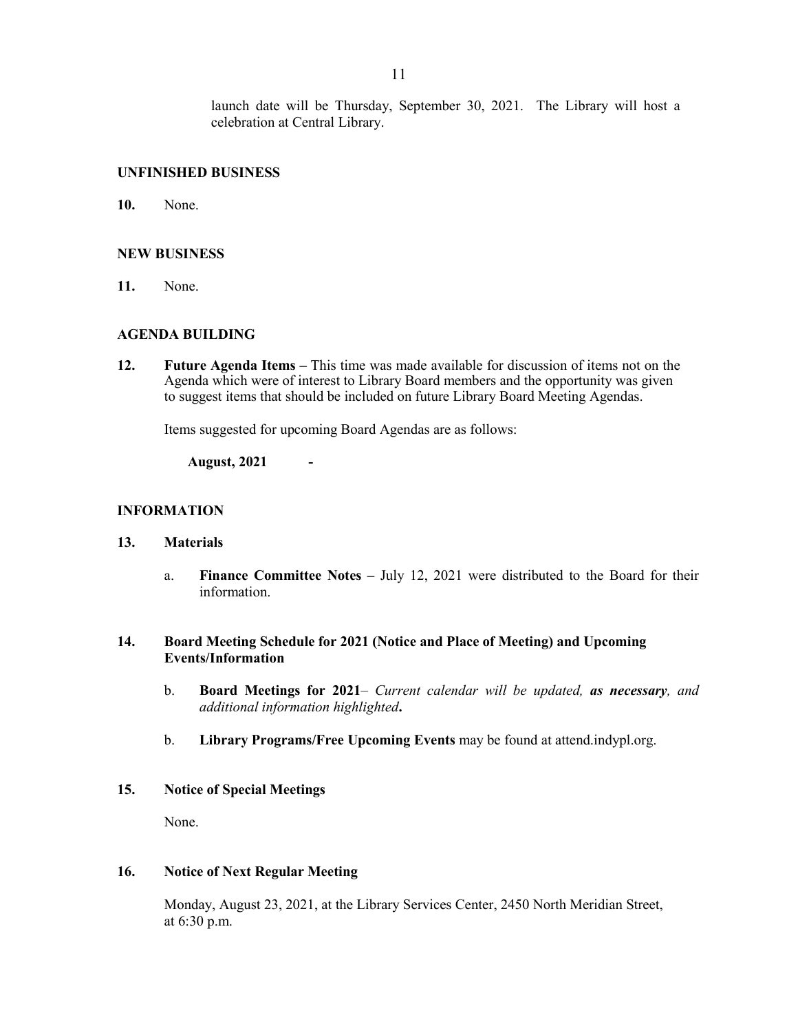launch date will be Thursday, September 30, 2021. The Library will host a celebration at Central Library.

## UNFINISHED BUSINESS

**10.** None.

## NEW BUSINESS

**11.** None.

## AGENDA BUILDING

**12.** **Future Agenda Items –** This time was made available for discussion of items not on the Agenda which were of interest to Library Board members and the opportunity was given to suggest items that should be included on future Library Board Meeting Agendas.

Items suggested for upcoming Board Agendas are as follows:

**August, 2021 -**

## INFORMATION

**13.** **Materials**

a. **Finance Committee Notes –** July 12, 2021 were distributed to the Board for their information.

**14.** **Board Meeting Schedule for 2021 (Notice and Place of Meeting) and Upcoming Events/Information**

b. **Board Meetings for 2021**– *Current calendar will be updated, **as necessary**, and additional information highlighted***.**

b. **Library Programs/Free Upcoming Events** may be found at attend.indypl.org.

**15.** **Notice of Special Meetings**

None.

**16.** **Notice of Next Regular Meeting**

Monday, August 23, 2021, at the Library Services Center, 2450 North Meridian Street, at 6:30 p.m.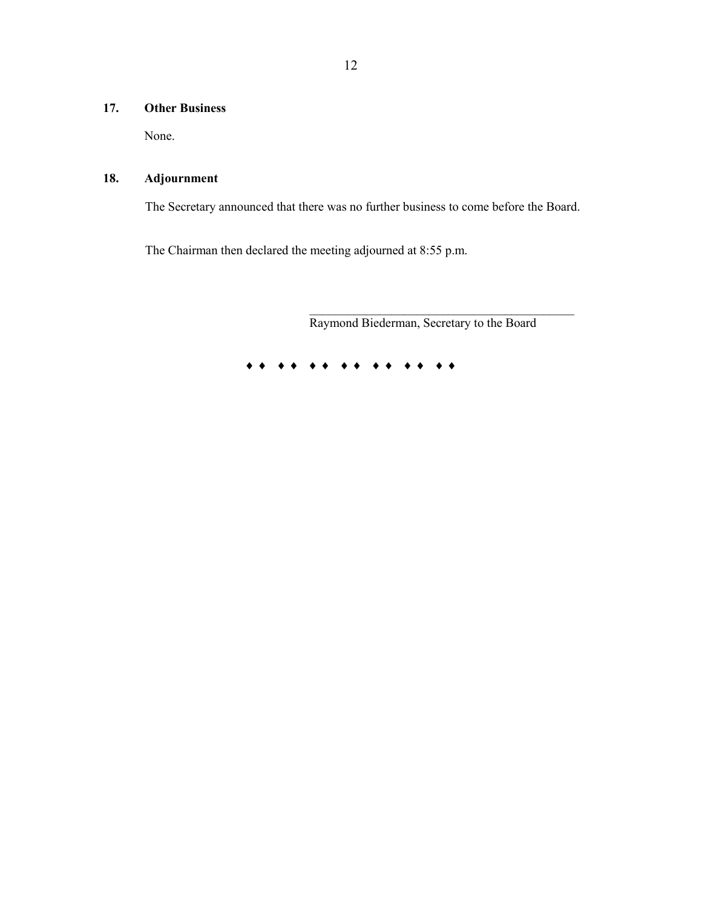## 17. Other Business

None.

## 18. Adjournment

The Secretary announced that there was no further business to come before the Board.

The Chairman then declared the meeting adjourned at 8:55 p.m.

\_\_\_\_\_\_\_\_\_\_\_\_\_\_\_\_\_\_\_\_\_\_\_\_\_\_\_\_\_\_\_\_\_\_\_\_\_\_\_\_\_\_\_\_

Raymond Biederman, Secretary to the Board

♦ ♦ ♦ ♦ ♦ ♦ ♦ ♦ ♦ ♦ ♦ ♦ ♦ ♦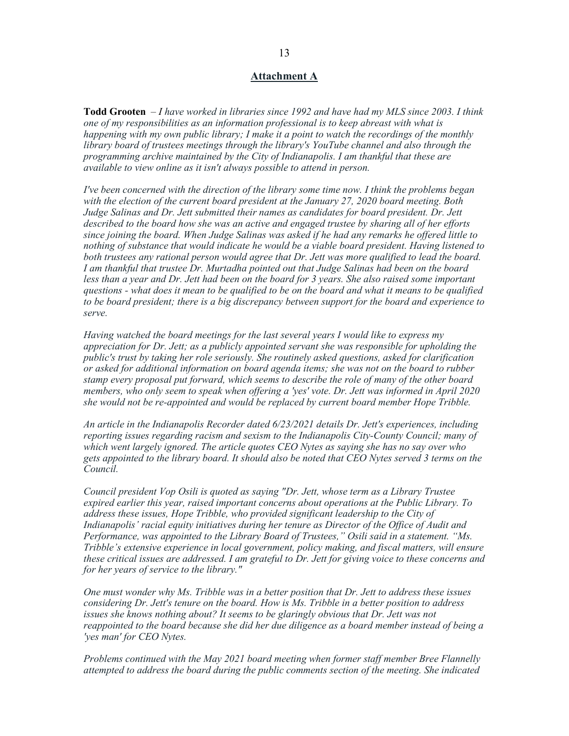## Attachment A

**Todd Grooten** – *I have worked in libraries since 1992 and have had my MLS since 2003. I think one of my responsibilities as an information professional is to keep abreast with what is happening with my own public library; I make it a point to watch the recordings of the monthly library board of trustees meetings through the library's YouTube channel and also through the programming archive maintained by the City of Indianapolis. I am thankful that these are available to view online as it isn't always possible to attend in person.*

*I've been concerned with the direction of the library some time now. I think the problems began with the election of the current board president at the January 27, 2020 board meeting. Both Judge Salinas and Dr. Jett submitted their names as candidates for board president. Dr. Jett described to the board how she was an active and engaged trustee by sharing all of her efforts since joining the board. When Judge Salinas was asked if he had any remarks he offered little to nothing of substance that would indicate he would be a viable board president. Having listened to both trustees any rational person would agree that Dr. Jett was more qualified to lead the board. I am thankful that trustee Dr. Murtadha pointed out that Judge Salinas had been on the board less than a year and Dr. Jett had been on the board for 3 years. She also raised some important questions - what does it mean to be qualified to be on the board and what it means to be qualified to be board president; there is a big discrepancy between support for the board and experience to serve.*

*Having watched the board meetings for the last several years I would like to express my appreciation for Dr. Jett; as a publicly appointed servant she was responsible for upholding the public's trust by taking her role seriously. She routinely asked questions, asked for clarification or asked for additional information on board agenda items; she was not on the board to rubber stamp every proposal put forward, which seems to describe the role of many of the other board members, who only seem to speak when offering a 'yes' vote. Dr. Jett was informed in April 2020 she would not be re-appointed and would be replaced by current board member Hope Tribble.*

*An article in the Indianapolis Recorder dated 6/23/2021 details Dr. Jett's experiences, including reporting issues regarding racism and sexism to the Indianapolis City-County Council; many of which went largely ignored. The article quotes CEO Nytes as saying she has no say over who gets appointed to the library board. It should also be noted that CEO Nytes served 3 terms on the Council.*

*Council president Vop Osili is quoted as saying "Dr. Jett, whose term as a Library Trustee expired earlier this year, raised important concerns about operations at the Public Library. To address these issues, Hope Tribble, who provided significant leadership to the City of Indianapolis' racial equity initiatives during her tenure as Director of the Office of Audit and Performance, was appointed to the Library Board of Trustees," Osili said in a statement. "Ms. Tribble's extensive experience in local government, policy making, and fiscal matters, will ensure these critical issues are addressed. I am grateful to Dr. Jett for giving voice to these concerns and for her years of service to the library."*

*One must wonder why Ms. Tribble was in a better position that Dr. Jett to address these issues considering Dr. Jett's tenure on the board. How is Ms. Tribble in a better position to address issues she knows nothing about? It seems to be glaringly obvious that Dr. Jett was not reappointed to the board because she did her due diligence as a board member instead of being a 'yes man' for CEO Nytes.*

*Problems continued with the May 2021 board meeting when former staff member Bree Flannelly attempted to address the board during the public comments section of the meeting. She indicated*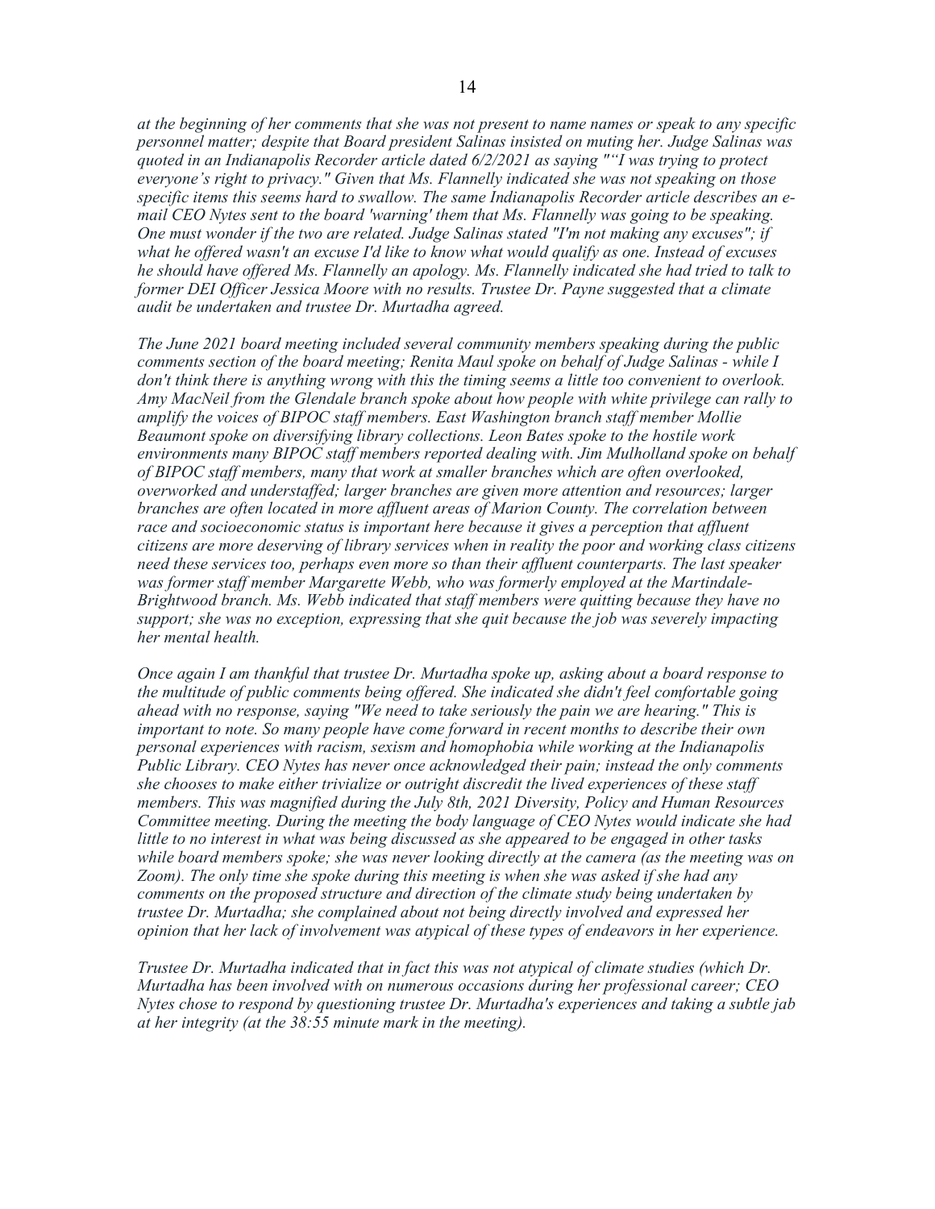*at the beginning of her comments that she was not present to name names or speak to any specific personnel matter; despite that Board president Salinas insisted on muting her. Judge Salinas was quoted in an Indianapolis Recorder article dated 6/2/2021 as saying "“I was trying to protect everyone’s right to privacy." Given that Ms. Flannelly indicated she was not speaking on those specific items this seems hard to swallow. The same Indianapolis Recorder article describes an e-mail CEO Nytes sent to the board 'warning' them that Ms. Flannelly was going to be speaking. One must wonder if the two are related. Judge Salinas stated "I'm not making any excuses"; if what he offered wasn't an excuse I'd like to know what would qualify as one. Instead of excuses he should have offered Ms. Flannelly an apology. Ms. Flannelly indicated she had tried to talk to former DEI Officer Jessica Moore with no results. Trustee Dr. Payne suggested that a climate audit be undertaken and trustee Dr. Murtadha agreed.*

*The June 2021 board meeting included several community members speaking during the public comments section of the board meeting; Renita Maul spoke on behalf of Judge Salinas - while I don't think there is anything wrong with this the timing seems a little too convenient to overlook. Amy MacNeil from the Glendale branch spoke about how people with white privilege can rally to amplify the voices of BIPOC staff members. East Washington branch staff member Mollie Beaumont spoke on diversifying library collections. Leon Bates spoke to the hostile work environments many BIPOC staff members reported dealing with. Jim Mulholland spoke on behalf of BIPOC staff members, many that work at smaller branches which are often overlooked, overworked and understaffed; larger branches are given more attention and resources; larger branches are often located in more affluent areas of Marion County. The correlation between race and socioeconomic status is important here because it gives a perception that affluent citizens are more deserving of library services when in reality the poor and working class citizens need these services too, perhaps even more so than their affluent counterparts. The last speaker was former staff member Margarette Webb, who was formerly employed at the Martindale-Brightwood branch. Ms. Webb indicated that staff members were quitting because they have no support; she was no exception, expressing that she quit because the job was severely impacting her mental health.*

*Once again I am thankful that trustee Dr. Murtadha spoke up, asking about a board response to the multitude of public comments being offered. She indicated she didn't feel comfortable going ahead with no response, saying "We need to take seriously the pain we are hearing." This is important to note. So many people have come forward in recent months to describe their own personal experiences with racism, sexism and homophobia while working at the Indianapolis Public Library. CEO Nytes has never once acknowledged their pain; instead the only comments she chooses to make either trivialize or outright discredit the lived experiences of these staff members. This was magnified during the July 8th, 2021 Diversity, Policy and Human Resources Committee meeting. During the meeting the body language of CEO Nytes would indicate she had little to no interest in what was being discussed as she appeared to be engaged in other tasks while board members spoke; she was never looking directly at the camera (as the meeting was on Zoom). The only time she spoke during this meeting is when she was asked if she had any comments on the proposed structure and direction of the climate study being undertaken by trustee Dr. Murtadha; she complained about not being directly involved and expressed her opinion that her lack of involvement was atypical of these types of endeavors in her experience.*

*Trustee Dr. Murtadha indicated that in fact this was not atypical of climate studies (which Dr. Murtadha has been involved with on numerous occasions during her professional career; CEO Nytes chose to respond by questioning trustee Dr. Murtadha's experiences and taking a subtle jab at her integrity (at the 38:55 minute mark in the meeting).*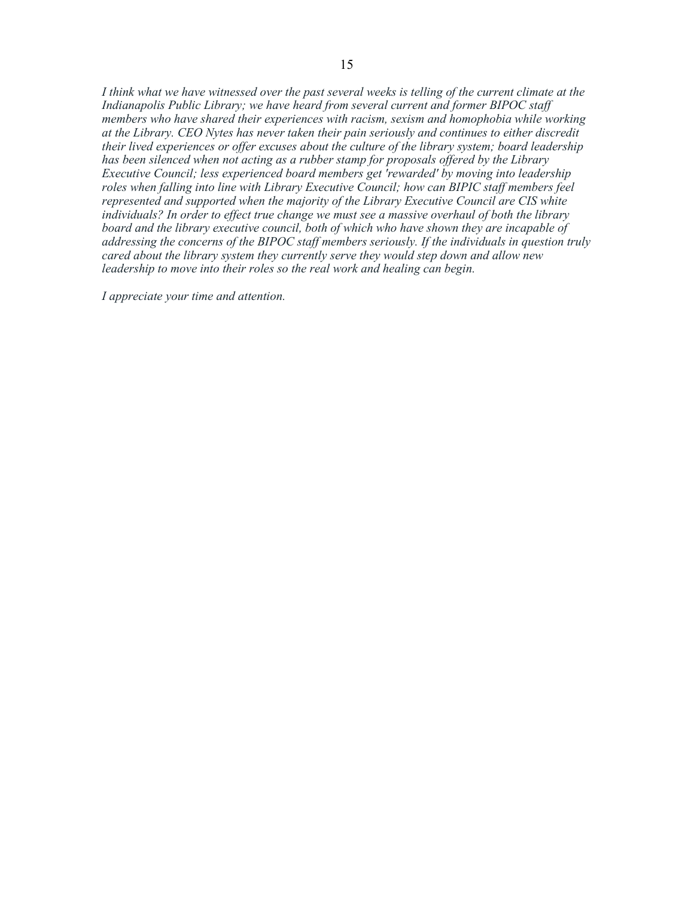*I think what we have witnessed over the past several weeks is telling of the current climate at the Indianapolis Public Library; we have heard from several current and former BIPOC staff members who have shared their experiences with racism, sexism and homophobia while working at the Library. CEO Nytes has never taken their pain seriously and continues to either discredit their lived experiences or offer excuses about the culture of the library system; board leadership has been silenced when not acting as a rubber stamp for proposals offered by the Library Executive Council; less experienced board members get 'rewarded' by moving into leadership roles when falling into line with Library Executive Council; how can BIPIC staff members feel represented and supported when the majority of the Library Executive Council are CIS white individuals? In order to effect true change we must see a massive overhaul of both the library board and the library executive council, both of which who have shown they are incapable of addressing the concerns of the BIPOC staff members seriously. If the individuals in question truly cared about the library system they currently serve they would step down and allow new leadership to move into their roles so the real work and healing can begin.*

*I appreciate your time and attention.*